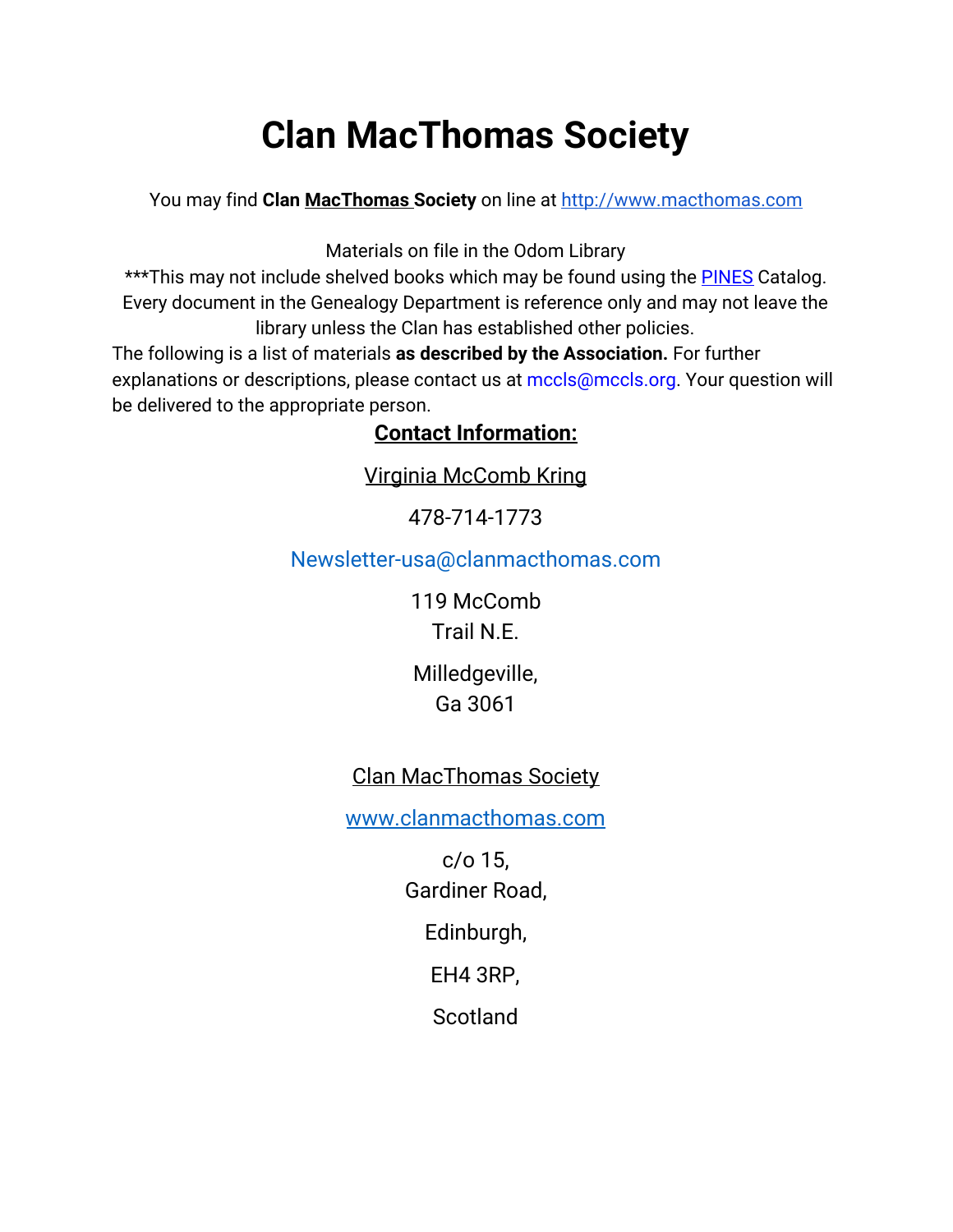# Clan MacThomas Society

You may find **Clan MacThomas Society** on line at http://www.macthomas.com

Materials on file in the Odom Library

***This may not include shelved books which may be found using the PINES Catalog. Every document in the Genealogy Department is reference only and may not leave the library unless the Clan has established other policies.

The following is a list of materials **as described by the Association.** For further explanations or descriptions, please contact us at mccls@mccls.org. Your question will be delivered to the appropriate person.

**Contact Information:**

Virginia McComb Kring

478-714-1773

Newsletter-usa@clanmacthomas.com

119 McComb
Trail N.E.

Milledgeville,
Ga 3061

Clan MacThomas Society

www.clanmacthomas.com

c/o 15,
Gardiner Road,

Edinburgh,

EH4 3RP,

Scotland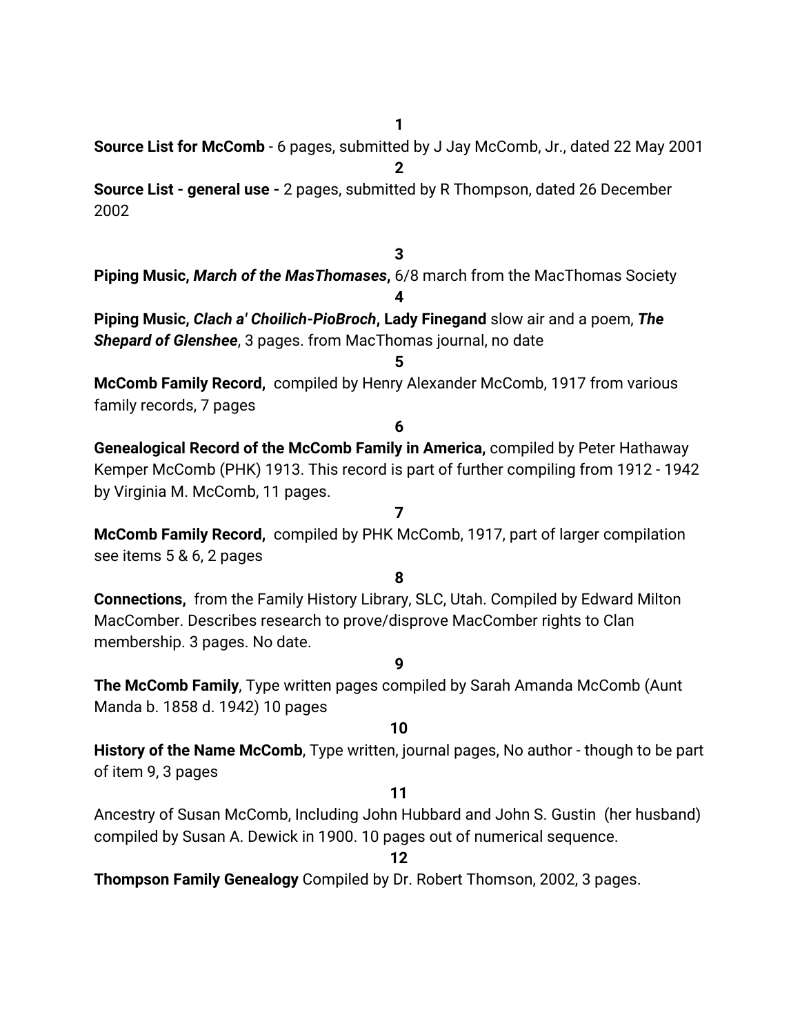**1**

**Source List for McComb** - 6 pages, submitted by J Jay McComb, Jr., dated 22 May 2001

**2**

**Source List - general use -** 2 pages, submitted by R Thompson, dated 26 December 2002

**3**

**Piping Music, *March of the MasThomases*,** 6/8 march from the MacThomas Society

**4**

**Piping Music, *Clach a' Choilich-PioBroch*, Lady Finegand** slow air and a poem, ***The Shepard of Glenshee***, 3 pages. from MacThomas journal, no date

**5**

**McComb Family Record,** compiled by Henry Alexander McComb, 1917 from various family records, 7 pages

**6**

**Genealogical Record of the McComb Family in America,** compiled by Peter Hathaway Kemper McComb (PHK) 1913. This record is part of further compiling from 1912 - 1942 by Virginia M. McComb, 11 pages.

**7**

**McComb Family Record,** compiled by PHK McComb, 1917, part of larger compilation see items 5 & 6, 2 pages

**8**

**Connections,** from the Family History Library, SLC, Utah. Compiled by Edward Milton MacComber. Describes research to prove/disprove MacComber rights to Clan membership. 3 pages. No date.

**9**

**The McComb Family**, Type written pages compiled by Sarah Amanda McComb (Aunt Manda b. 1858 d. 1942) 10 pages

**10**

**History of the Name McComb**, Type written, journal pages, No author - though to be part of item 9, 3 pages

**11**

Ancestry of Susan McComb, Including John Hubbard and John S. Gustin (her husband) compiled by Susan A. Dewick in 1900. 10 pages out of numerical sequence.

**12**

**Thompson Family Genealogy** Compiled by Dr. Robert Thomson, 2002, 3 pages.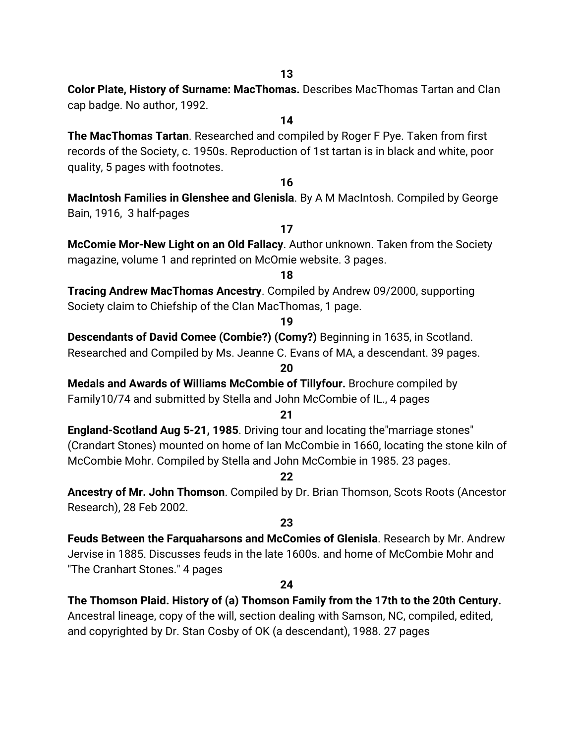**13**

**Color Plate, History of Surname: MacThomas.** Describes MacThomas Tartan and Clan cap badge. No author, 1992.

**14**

**The MacThomas Tartan**. Researched and compiled by Roger F Pye. Taken from first records of the Society, c. 1950s. Reproduction of 1st tartan is in black and white, poor quality, 5 pages with footnotes.

**16**

**MacIntosh Families in Glenshee and Glenisla**. By A M MacIntosh. Compiled by George Bain, 1916, 3 half-pages

**17**

**McComie Mor-New Light on an Old Fallacy**. Author unknown. Taken from the Society magazine, volume 1 and reprinted on McOmie website. 3 pages.

**18**

**Tracing Andrew MacThomas Ancestry**. Compiled by Andrew 09/2000, supporting Society claim to Chiefship of the Clan MacThomas, 1 page.

**19**

**Descendants of David Comee (Combie?) (Comy?)** Beginning in 1635, in Scotland. Researched and Compiled by Ms. Jeanne C. Evans of MA, a descendant. 39 pages.

**20**

**Medals and Awards of Williams McCombie of Tillyfour.** Brochure compiled by Family10/74 and submitted by Stella and John McCombie of IL., 4 pages

**21**

**England-Scotland Aug 5-21, 1985**. Driving tour and locating the"marriage stones" (Crandart Stones) mounted on home of Ian McCombie in 1660, locating the stone kiln of McCombie Mohr. Compiled by Stella and John McCombie in 1985. 23 pages.

**22**

**Ancestry of Mr. John Thomson**. Compiled by Dr. Brian Thomson, Scots Roots (Ancestor Research), 28 Feb 2002.

**23**

**Feuds Between the Farquaharsons and McComies of Glenisla**. Research by Mr. Andrew Jervise in 1885. Discusses feuds in the late 1600s. and home of McCombie Mohr and "The Cranhart Stones." 4 pages

**24**

**The Thomson Plaid. History of (a) Thomson Family from the 17th to the 20th Century.** Ancestral lineage, copy of the will, section dealing with Samson, NC, compiled, edited, and copyrighted by Dr. Stan Cosby of OK (a descendant), 1988. 27 pages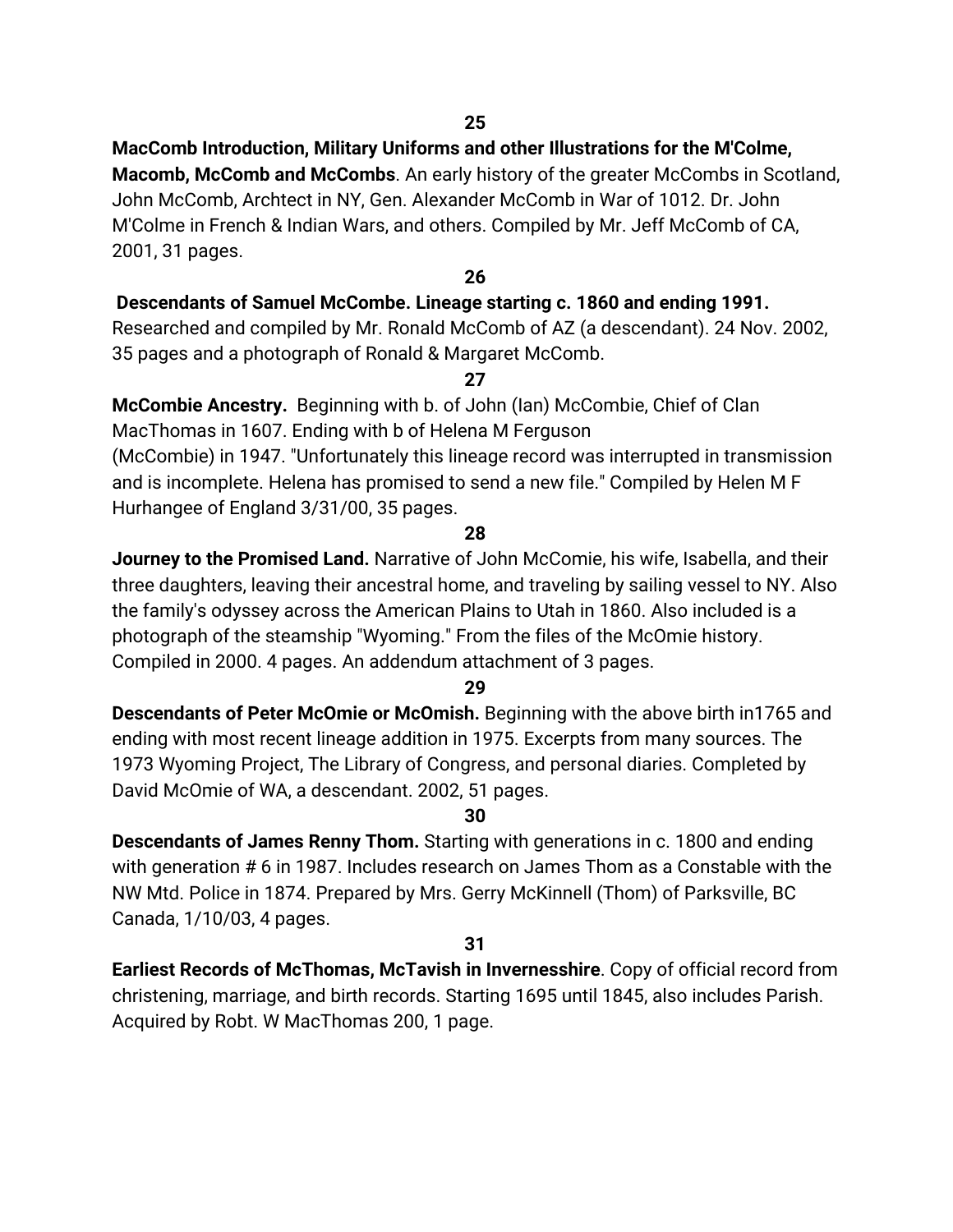**25**

**MacComb Introduction, Military Uniforms and other Illustrations for the M'Colme, Macomb, McComb and McCombs**. An early history of the greater McCombs in Scotland, John McComb, Archtect in NY, Gen. Alexander McComb in War of 1012. Dr. John M'Colme in French & Indian Wars, and others. Compiled by Mr. Jeff McComb of CA, 2001, 31 pages.

**26**

**Descendants of Samuel McCombe. Lineage starting c. 1860 and ending 1991.** Researched and compiled by Mr. Ronald McComb of AZ (a descendant). 24 Nov. 2002, 35 pages and a photograph of Ronald & Margaret McComb.

**27**

**McCombie Ancestry.** Beginning with b. of John (Ian) McCombie, Chief of Clan MacThomas in 1607. Ending with b of Helena M Ferguson (McCombie) in 1947. "Unfortunately this lineage record was interrupted in transmission and is incomplete. Helena has promised to send a new file." Compiled by Helen M F Hurhangee of England 3/31/00, 35 pages.

**28**

**Journey to the Promised Land.** Narrative of John McComie, his wife, Isabella, and their three daughters, leaving their ancestral home, and traveling by sailing vessel to NY. Also the family's odyssey across the American Plains to Utah in 1860. Also included is a photograph of the steamship "Wyoming." From the files of the McOmie history. Compiled in 2000. 4 pages. An addendum attachment of 3 pages.

**29**

**Descendants of Peter McOmie or McOmish.** Beginning with the above birth in1765 and ending with most recent lineage addition in 1975. Excerpts from many sources. The 1973 Wyoming Project, The Library of Congress, and personal diaries. Completed by David McOmie of WA, a descendant. 2002, 51 pages.

**30**

**Descendants of James Renny Thom.** Starting with generations in c. 1800 and ending with generation # 6 in 1987. Includes research on James Thom as a Constable with the NW Mtd. Police in 1874. Prepared by Mrs. Gerry McKinnell (Thom) of Parksville, BC Canada, 1/10/03, 4 pages.

**31**

**Earliest Records of McThomas, McTavish in Invernesshire**. Copy of official record from christening, marriage, and birth records. Starting 1695 until 1845, also includes Parish. Acquired by Robt. W MacThomas 200, 1 page.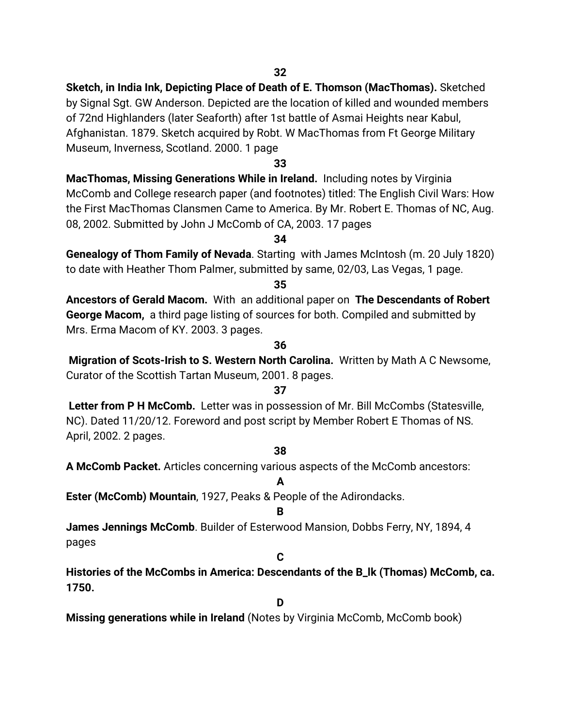**32**

**Sketch, in India Ink, Depicting Place of Death of E. Thomson (MacThomas).** Sketched by Signal Sgt. GW Anderson. Depicted are the location of killed and wounded members of 72nd Highlanders (later Seaforth) after 1st battle of Asmai Heights near Kabul, Afghanistan. 1879. Sketch acquired by Robt. W MacThomas from Ft George Military Museum, Inverness, Scotland. 2000. 1 page

**33**

**MacThomas, Missing Generations While in Ireland.** Including notes by Virginia McComb and College research paper (and footnotes) titled: The English Civil Wars: How the First MacThomas Clansmen Came to America. By Mr. Robert E. Thomas of NC, Aug. 08, 2002. Submitted by John J McComb of CA, 2003. 17 pages

**34**

**Genealogy of Thom Family of Nevada**. Starting with James McIntosh (m. 20 July 1820) to date with Heather Thom Palmer, submitted by same, 02/03, Las Vegas, 1 page.

**35**

**Ancestors of Gerald Macom.** With an additional paper on **The Descendants of Robert George Macom,** a third page listing of sources for both. Compiled and submitted by Mrs. Erma Macom of KY. 2003. 3 pages.

**36**

**Migration of Scots-Irish to S. Western North Carolina.** Written by Math A C Newsome, Curator of the Scottish Tartan Museum, 2001. 8 pages.

**37**

**Letter from P H McComb.** Letter was in possession of Mr. Bill McCombs (Statesville, NC). Dated 11/20/12. Foreword and post script by Member Robert E Thomas of NS. April, 2002. 2 pages.

**38**

**A McComb Packet.** Articles concerning various aspects of the McComb ancestors:

**A**

**Ester (McComb) Mountain**, 1927, Peaks & People of the Adirondacks.

**B**

**James Jennings McComb**. Builder of Esterwood Mansion, Dobbs Ferry, NY, 1894, 4 pages

**C**

**Histories of the McCombs in America: Descendants of the B_lk (Thomas) McComb, ca. 1750.**

**D**

**Missing generations while in Ireland** (Notes by Virginia McComb, McComb book)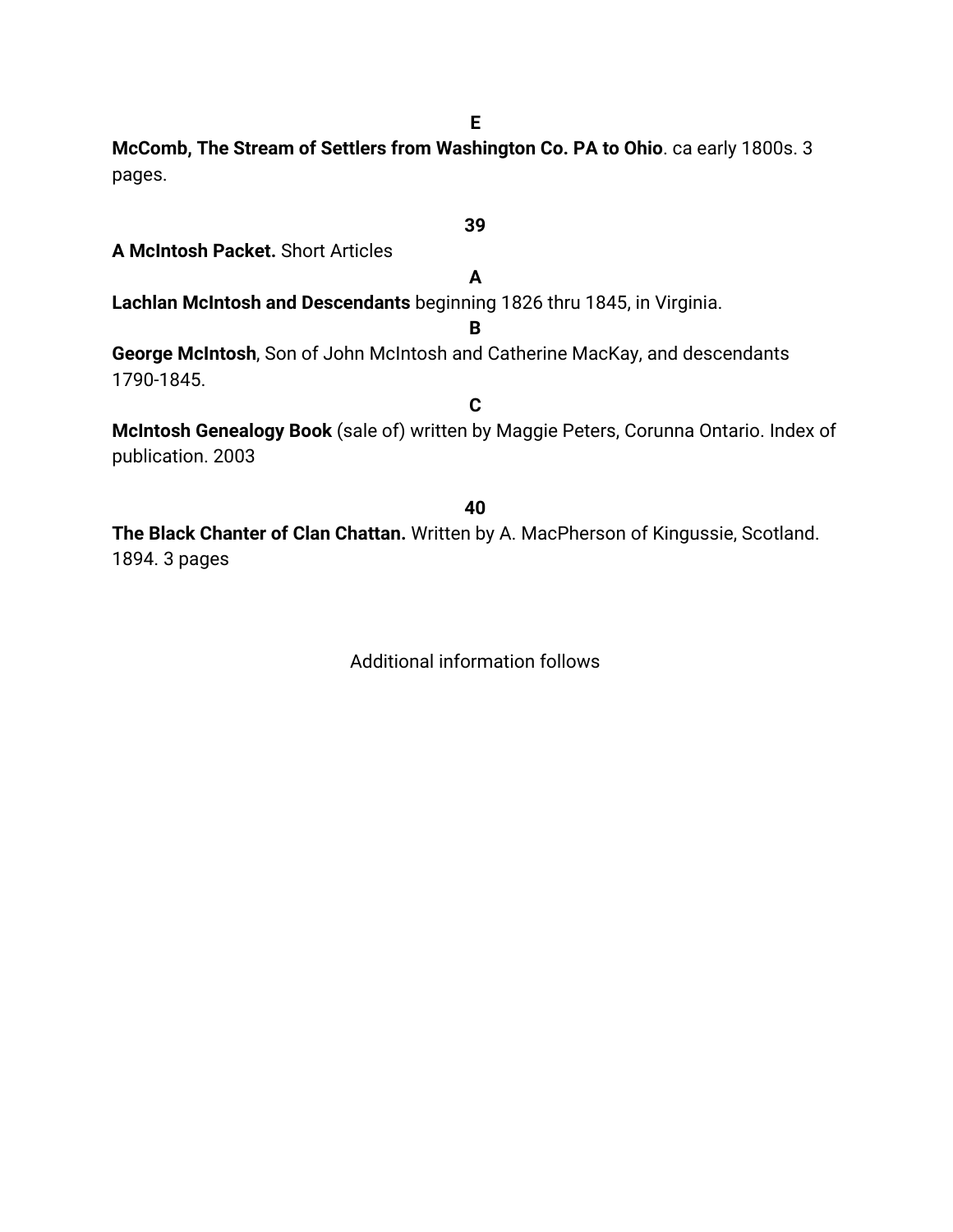**E**

**McComb, The Stream of Settlers from Washington Co. PA to Ohio**. ca early 1800s. 3 pages.

**39**

**A McIntosh Packet.** Short Articles

**A**

**Lachlan McIntosh and Descendants** beginning 1826 thru 1845, in Virginia.

**B**

**George McIntosh**, Son of John McIntosh and Catherine MacKay, and descendants 1790-1845.

**C**

**McIntosh Genealogy Book** (sale of) written by Maggie Peters, Corunna Ontario. Index of publication. 2003

**40**

**The Black Chanter of Clan Chattan.** Written by A. MacPherson of Kingussie, Scotland. 1894. 3 pages

Additional information follows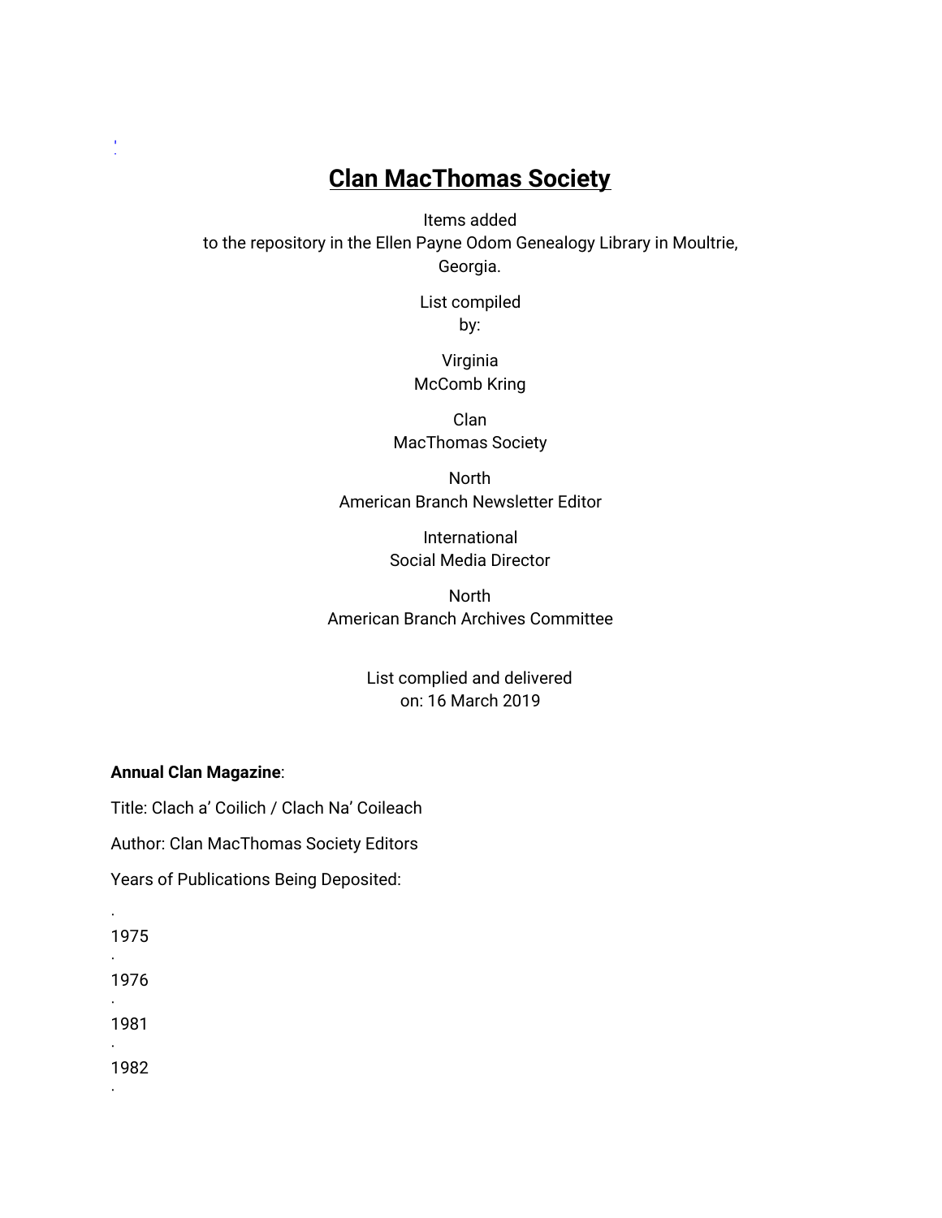# Clan MacThomas Society

Items added to the repository in the Ellen Payne Odom Genealogy Library in Moultrie, Georgia.

List compiled by:

Virginia McComb Kring

Clan MacThomas Society

North American Branch Newsletter Editor

International Social Media Director

North American Branch Archives Committee

List complied and delivered on: 16 March 2019

**Annual Clan Magazine**:

Title: Clach a' Coilich / Clach Na' Coileach

Author: Clan MacThomas Society Editors

Years of Publications Being Deposited:

- 1975
- 1976
- 1981
- 1982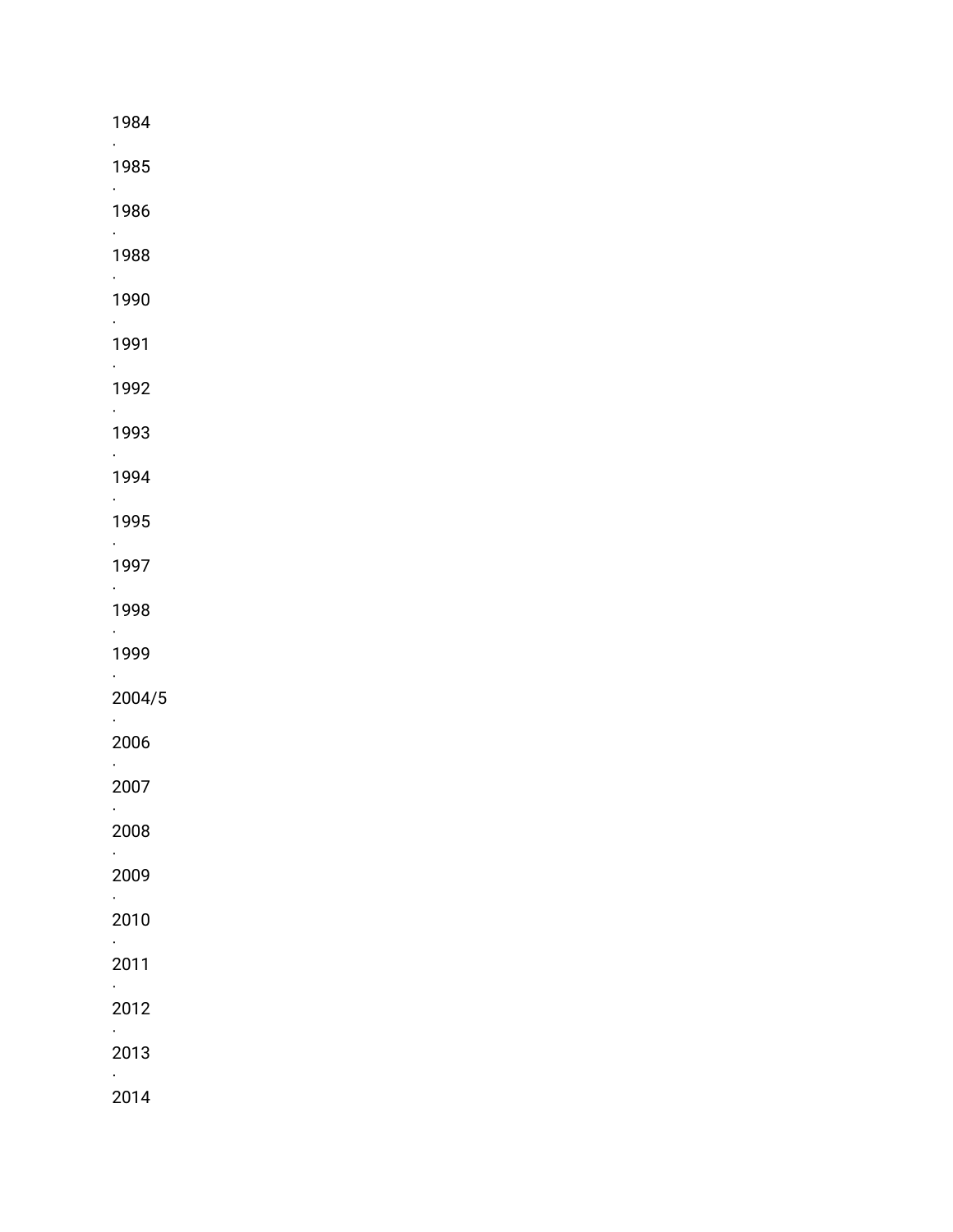1984
·
1985
·
1986
·
1988
·
1990
·
1991
·
1992
·
1993
·
1994
·
1995
·
1997
·
1998
·
1999
·
2004/5
·
2006
·
2007
·
2008
·
2009
·
2010
·
2011
·
2012
·
2013
·
2014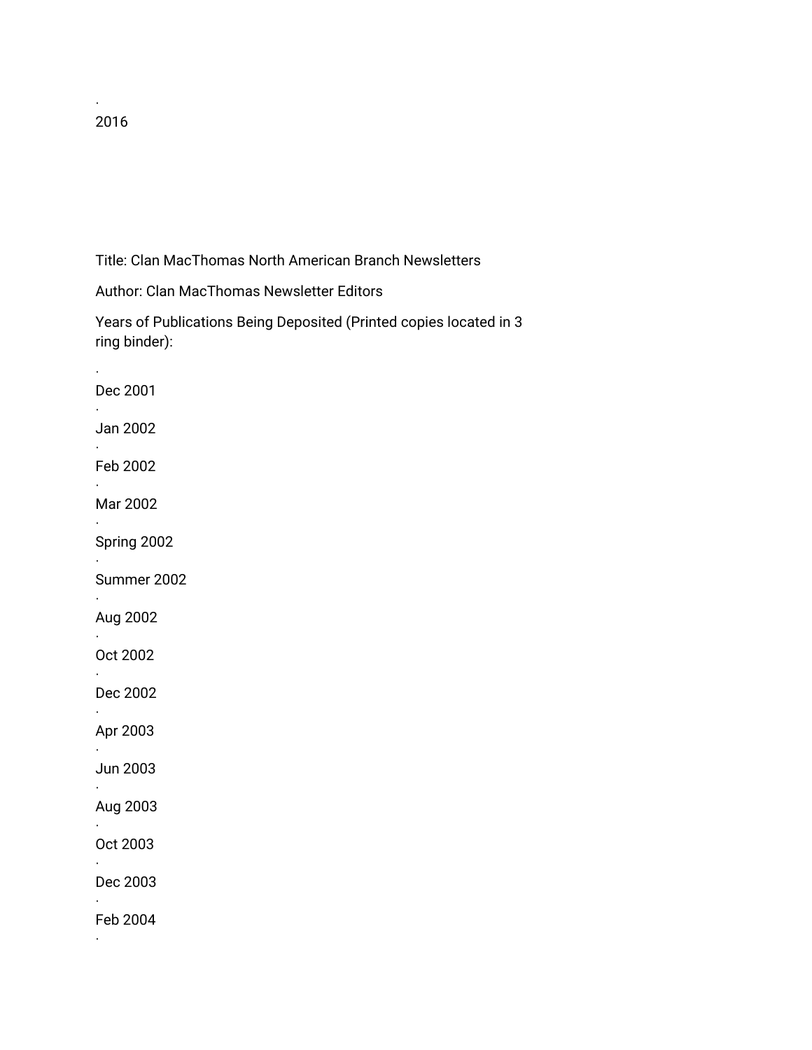2016

Title: Clan MacThomas North American Branch Newsletters

Author: Clan MacThomas Newsletter Editors

Years of Publications Being Deposited (Printed copies located in 3 ring binder):

- Dec 2001
- Jan 2002
- Feb 2002
- Mar 2002
- Spring 2002
- Summer 2002
- Aug 2002
- Oct 2002
- Dec 2002
- Apr 2003
- Jun 2003
- Aug 2003
- Oct 2003
- Dec 2003
- Feb 2004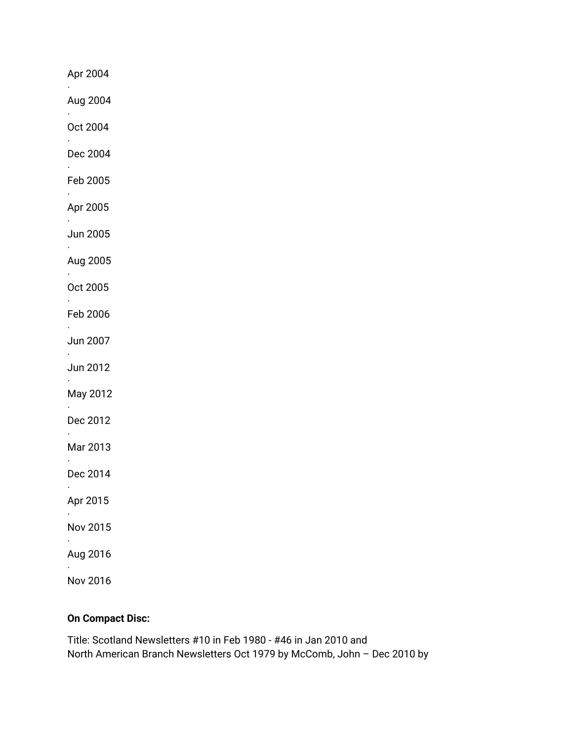Apr 2004

·

Aug 2004

·

Oct 2004

·

Dec 2004

·

Feb 2005

·

Apr 2005

·

Jun 2005

·

Aug 2005

·

Oct 2005

·

Feb 2006

·

Jun 2007

·

Jun 2012

·

May 2012

·

Dec 2012

·

Mar 2013

·

Dec 2014

·

Apr 2015

·

Nov 2015

·

Aug 2016

·

Nov 2016

**On Compact Disc:**

Title: Scotland Newsletters #10 in Feb 1980 - #46 in Jan 2010 and
North American Branch Newsletters Oct 1979 by McComb, John – Dec 2010 by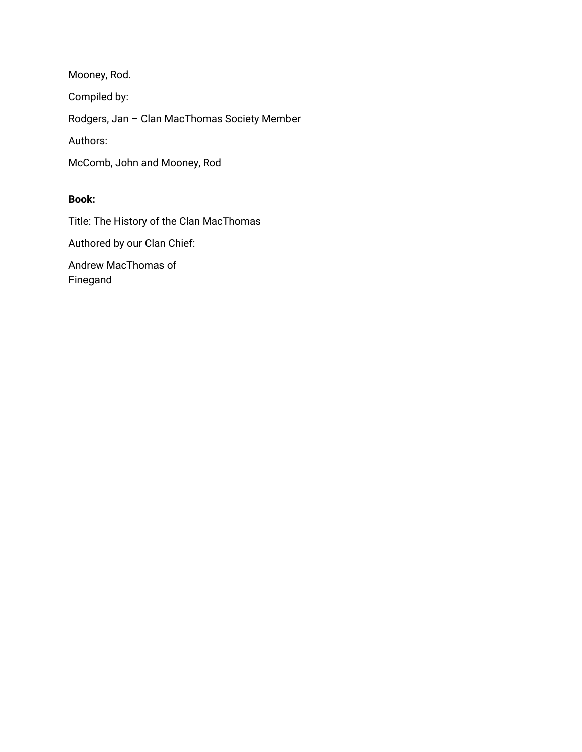Mooney, Rod.

Compiled by:

Rodgers, Jan – Clan MacThomas Society Member

Authors:

McComb, John and Mooney, Rod

**Book:**

Title: The History of the Clan MacThomas

Authored by our Clan Chief:

Andrew MacThomas of
Finegand